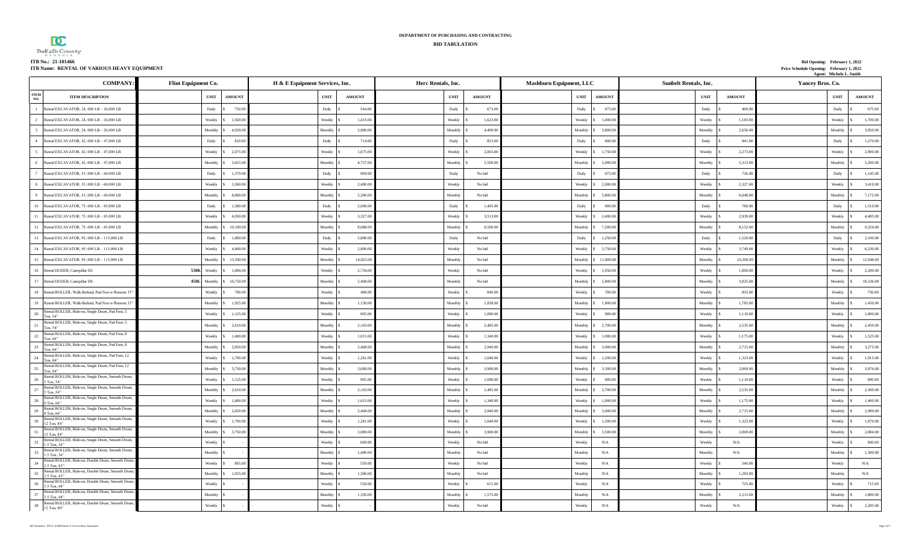DeKalb County GEORGIA

**DEPARTMENT OF PURCHASING AND CONTRACTING**

**BID TABULATION**

**ITB No.: 21-101466**
**ITB Name: RENTAL OF VARIOUS HEAVY EQUIPMENT**

**Bid Opening: February 1, 2022**
**Price Schedule Opening: February 1, 2022**
**Agent: Michele L. Smith**

| ITEM NO. | COMPANY: / ITEM DESCRIPTION | Flint Equipment Co. | | | H & E Equipment Services, Inc. | | Herc Rentals, Inc. | | Mashburn Equipment, LLC | | Sunbelt Rentals, Inc. | | Yancey Bros. Co. | |
|---|---|---|---|---|---|---|---|---|---|---|---|---|---|---|
| | | | UNIT | AMOUNT | UNIT | AMOUNT | UNIT | AMOUNT | UNIT | AMOUNT | UNIT | AMOUNT | UNIT | AMOUNT |
| 1 | Rental EXCAVATOR, 24, 000 LB – 26,000 LB | | Daily | $ 750.00 | Daily | $ 544.00 | Daily | $ 673.00 | Daily | $ 475.00 | Daily | $ 400.00 | Daily | $ 675.00 |
| 2 | Rental EXCAVATOR, 24, 000 LB – 26,000 LB | | Weekly | $ 1,920.00 | Weekly | $ 1,415.00 | Weekly | $ 1,623.00 | Weekly | $ 1,400.00 | Weekly | $ 1,103.00 | Weekly | $ 1,700.00 |
| 3 | Rental EXCAVATOR, 24, 000 LB – 26,000 LB | | Monthly | $ 4,920.00 | Monthly | $ 3,800.00 | Monthly | $ 4,400.00 | Monthly | $ 3,800.00 | Monthly | $ 2,656.00 | Monthly | $ 3,950.00 |
| 4 | Rental EXCAVATOR, 42, 000 LB – 47,000 LB | | Daily | $ 810.00 | Daily | $ 714.00 | Daily | $ 853.00 | Daily | $ 600.00 | Daily | $ 841.00 | Daily | $ 1,270.00 |
| 5 | Rental EXCAVATOR, 42, 000 LB – 47,000 LB | | Weekly | $ 2,075.00 | Weekly | $ 1,675.00 | Weekly | $ 2,063.00 | Weekly | $ 1,750.00 | Weekly | $ 2,273.00 | Weekly | $ 2,900.00 |
| 6 | Rental EXCAVATOR, 42, 000 LB – 47,000 LB | | Monthly | $ 3,625.00 | Monthly | $ 4,757.00 | Monthly | $ 5,500.00 | Monthly | $ 5,000.00 | Monthly | $ 5,313.00 | Monthly | $ 5,200.00 |
| 7 | Rental EXCAVATOR, 53, 000 LB – 60,000 LB | | Daily | $ 1,370.00 | Daily | $ 969.00 | Daily | No bid | Daily | $ 675.00 | Daily | $ 736.00 | Daily | $ 1,145.00 |
| 8 | Rental EXCAVATOR, 53, 000 LB – 60,000 LB | | Weekly | $ 3,500.00 | Weekly | $ 2,400.00 | Weekly | No bid | Weekly | $ 2,000.00 | Weekly | $ 2,327.00 | Weekly | $ 3,410.00 |
| 9 | Rental EXCAVATOR, 53, 000 LB – 60,000 LB | | Monthly | $ 8,800.00 | Monthly | $ 5,200.00 | Monthly | No bid | Monthly | $ 5,800.00 | Monthly | $ 6,048.00 | Monthly | $ 7,172.00 |
| 10 | Rental EXCAVATOR, 75, 000 LB – 85,000 LB | | Daily | $ 1,580.00 | Daily | $ 2,000.00 | Daily | $ 1,405.00 | Daily | $ 900.00 | Daily | $ 780.00 | Daily | $ 1,510.00 |
| 11 | Rental EXCAVATOR, 75, 000 LB – 85,000 LB | | Weekly | $ 4,050.00 | Weekly | $ 3,327.00 | Weekly | $ 3,513.00 | Weekly | $ 2,400.00 | Weekly | $ 2,939.00 | Weekly | $ 4,485.00 |
| 12 | Rental EXCAVATOR, 75, 000 LB – 85,000 LB | | Monthly | $ 10,100.00 | Monthly | $ 8,088.00 | Monthly | $ 8,500.00 | Monthly | $ 7,200.00 | Monthly | $ 8,152.00 | Monthly | $ 9,324.00 |
| 13 | Rental EXCAVATOR, 95, 000 LB – 115,000 LB | | Daily | $ 1,880.00 | Daily | $ 5,800.00 | Daily | No bid | Daily | $ 1,250.00 | Daily | $ 1,520.00 | Daily | $ 2,100.00 |
| 14 | Rental EXCAVATOR, 95, 000 LB – 115,000 LB | | Weekly | $ 4,800.00 | Weekly | $ 5,800.00 | Weekly | No bid | Weekly | $ 3,750.00 | Weekly | $ 3,749.00 | Weekly | $ 6,230.00 |
| 15 | Rental EXCAVATOR, 95, 000 LB – 115,000 LB | | Monthly | $ 13,500.00 | Monthly | $ 14,025.00 | Monthly | No bid | Monthly | $ 11,000.00 | Monthly | $ 10,200.00 | Monthly | $ 12,948.00 |
| 16 | Rental DOZER; Caterpillar D2 | 550K | Weekly | $ 1,800.00 | Weekly | $ 2,734.00 | Weekly | No bid | Weekly | $ 1,950.00 | Weekly | $ 1,800.00 | Weekly | $ 2,200.00 |
| 17 | Rental DOZER; Caterpillar D6 | 850L | Monthly | $ 10,750.00 | Monthly | $ 5,468.00 | Monthly | No bid | Monthly | $ 5,800.00 | Monthly | $ 3,825.00 | Monthly | $ 10,336.00 |
| 18 | Rental ROLLER, Walk-Behind, Pad Foot w/Remote 33" | | Weekly | $ 790.00 | Weekly | $ 488.00 | Weekly | $ 840.00 | Weekly | $ 700.00 | Weekly | $ 835.00 | Weekly | $ 750.00 |
| 19 | Rental ROLLER, Walk-Behind, Pad Foot w/Remote 33" | | Monthly | $ 1,925.00 | Monthly | $ 1,150.00 | Monthly | $ 1,838.00 | Monthly | $ 1,800.00 | Monthly | $ 1,785.00 | Monthly | $ 1,450.00 |
| 20 | Rental ROLLER, Ride-on, Single Drum, Pad Foot, 5 Ton, 54" | | Weekly | $ 1,125.00 | Weekly | $ 905.00 | Weekly | $ 1,090.00 | Weekly | $ 900.00 | Weekly | $ 1,110.00 | Weekly | $ 1,000.00 |
| 21 | Rental ROLLER, Ride-on, Single Drum, Pad Foot, 5 Ton, 54" | | Monthly | $ 2,610.00 | Monthly | $ 2,163.00 | Monthly | $ 2,485.00 | Monthly | $ 2,700.00 | Monthly | $ 2,535.00 | Monthly | $ 2,450.00 |
| 22 | Rental ROLLER, Ride-on, Single Drum, Pad Foot, 8 Ton, 66" | | Weekly | $ 1,400.00 | Weekly | $ 1,015.00 | Weekly | $ 1,340.00 | Weekly | $ 1,000.00 | Weekly | $ 1,175.00 | Weekly | $ 1,525.00 |
| 23 | Rental ROLLER, Ride-on, Single Drum, Pad Foot, 8 Ton, 66" | | Monthly | $ 2,850.00 | Monthly | $ 2,468.00 | Monthly | $ 2,940.00 | Monthly | $ 3,000.00 | Monthly | $ 2,715.00 | Monthly | $ 3,275.00 |
| 24 | Rental ROLLER, Ride-on, Single Drum, Pad Foot, 12 Ton, 84" | | Weekly | $ 1,700.00 | Weekly | $ 1,261.00 | Weekly | $ 1,640.00 | Weekly | $ 1,200.00 | Weekly | $ 1,323.00 | Weekly | $ 1,915.00 |
| 25 | Rental ROLLER, Ride-on, Single Drum, Pad Foot, 12 Ton, 84" | | Monthly | $ 3,750.00 | Monthly | $ 3,000.00 | Monthly | $ 3,900.00 | Monthly | $ 3,500.00 | Monthly | $ 2,869.00 | Monthly | $ 3,976.00 |
| 26 | Rental ROLLER, Ride-on, Single Drum, Smooth Drum, 5 Ton, 54" | | Weekly | $ 1,125.00 | Weekly | $ 905.00 | Weekly | $ 1,090.00 | Weekly | $ 900.00 | Weekly | $ 1,110.00 | Weekly | $ 900.00 |
| 27 | Rental ROLLER, Ride-on, Single Drum, Smooth Drum, 5 Ton, 54" | | Monthly | $ 2,610.00 | Monthly | $ 2,163.00 | Monthly | $ 2,485.00 | Monthly | $ 2,700.00 | Monthly | $ 2,535.00 | Monthly | $ 2,300.00 |
| 28 | Rental ROLLER, Ride-on, Single Drum, Smooth Drum, 8 Ton, 66" | | Weekly | $ 1,400.00 | Weekly | $ 1,015.00 | Weekly | $ 1,340.00 | Weekly | $ 1,000.00 | Weekly | $ 1,175.00 | Weekly | $ 1,400.00 |
| 29 | Rental ROLLER, Ride-on, Single Drum, Smooth Drum, 8 Ton, 66" | | Monthly | $ 2,850.00 | Monthly | $ 2,468.00 | Monthly | $ 2,940.00 | Monthly | $ 3,000.00 | Monthly | $ 2,715.00 | Monthly | $ 2,999.00 |
| 30 | Rental ROLLER, Ride-on, Single Drum, Smooth Drum, 12 Ton, 84" | | Weekly | $ 1,700.00 | Weekly | $ 1,261.00 | Weekly | $ 1,640.00 | Weekly | $ 1,200.00 | Weekly | $ 1,323.00 | Weekly | $ 1,870.00 |
| 31 | Rental ROLLER, Ride-on, Single Drum, Smooth Drum, 12 Ton, 84" | | Monthly | $ 3,750.00 | Monthly | $ 3,000.00 | Monthly | $ 3,900.00 | Monthly | $ 3,500.00 | Monthly | $ 2,869.00 | Monthly | $ 2,884.00 |
| 32 | Rental ROLLER, Ride-on, Single Drum, Smooth Drum, 1.5 Ton, 36" | | Weekly | $ - | Weekly | $ 600.00 | Weekly | No bid | Weekly | N/A | Weekly | N/A | Weekly | $ 600.00 |
| 33 | Rental ROLLER, Ride-on, Single Drum, Smooth Drum, 1.5 Ton, 36" | | Monthly | $ - | Monthly | $ 1,400.00 | Monthly | No bid | Monthly | N/A | Monthly | N/A | Monthly | $ 1,300.00 |
| 34 | Rental ROLLER, Ride-on, Double Drum, Smooth Drum, 2.5 Ton, 43" | | Weekly | $ 885.00 | Weekly | $ 550.00 | Weekly | No bid | Weekly | N/A | Weekly | $ 540.00 | Weekly | N/A |
| 35 | Rental ROLLER, Ride-on, Double Drum, Smooth Drum, 2.5 Ton, 43" | | Monthly | $ 1,925.00 | Monthly | $ 1,300.00 | Monthly | No bid | Monthly | N/A | Monthly | $ 1,283.00 | Monthly | N/A |
| 36 | Rental ROLLER, Ride-on, Double Drum, Smooth Drum, 3.5 Ton, 48" | | Weekly | $ - | Weekly | $ 550.00 | Weekly | $ 615.00 | Weekly | N/A | Weekly | $ 725.00 | Weekly | $ 715.00 |
| 37 | Rental ROLLER, Ride-on, Double Drum, Smooth Drum, 3.5 Ton, 48" | | Monthly | $ - | Monthly | $ 1,350.00 | Monthly | $ 1,575.00 | Monthly | N/A | Monthly | $ 2,215.00 | Monthly | $ 1,800.00 |
| 38 | Rental ROLLER, Ride-on, Double Drum, Smooth Drum, 12 Ton, 80" | | Weekly | $ - | Weekly | $ - | Weekly | No bid | Weekly | N/A | Weekly | N/A | Weekly | $ 2,285.00 |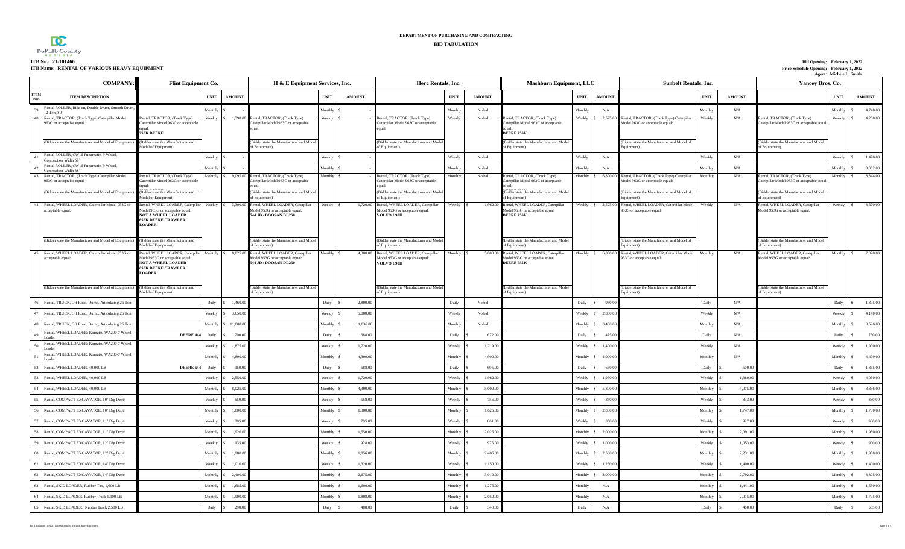DeKalb County GEORGIA

**DEPARTMENT OF PURCHASING AND CONTRACTING**

**BID TABULATION**

**ITB No.: 21-101466**
**ITB Name: RENTAL OF VARIOUS HEAVY EQUIPMENT**

**Bid Opening: February 1, 2022**
**Price Schedule Opening: February 1, 2022**
**Agent: Michele L. Smith**

| ITEM NO. | ITEM DESCRIPTION | Flint Equipment Co. | UNIT | AMOUNT | H & E Equipment Services, Inc. | UNIT | AMOUNT | Herc Rentals, Inc. | UNIT | AMOUNT | Mashburn Equipment, LLC | UNIT | AMOUNT | Sunbelt Rentals, Inc. | UNIT | AMOUNT | Yancey Bros. Co. | UNIT | AMOUNT |
|---|---|---|---|---|---|---|---|---|---|---|---|---|---|---|---|---|---|---|---|
| 39 | Rental ROLLER, Ride-on, Double Drum, Smooth Drum, 12 Ton, 80" | | Monthly | $ - | | Monthly | $ - | | Monthly | No bid | | Monthly | N/A | | Monthly | N/A | | Monthly | $ 4,748.00 |
| 40 | Rental, TRACTOR, (Track Type) Caterpillar Model 963C or acceptable equal: | Rental, TRACTOR, (Track Type) Caterpillar Model 963C or acceptable equal: **755K DEERE** | Weekly | $ 1,590.00 | Rental, TRACTOR, (Track Type) Caterpillar Model 963C or acceptable equal: | Weekly | $ - | Rental, TRACTOR, (Track Type) Caterpillar Model 963C or acceptable equal: | Weekly | No bid | Rental, TRACTOR, (Track Type) Caterpillar Model 963C or acceptable equal: **DEERE 755K** | Weekly | $ 2,525.00 | Rental, TRACTOR, (Track Type) Caterpillar Model 963C or acceptable equal: | Weekly | N/A | Rental, TRACTOR, (Track Type) Caterpillar Model 963C or acceptable equal: | Weekly | $ 4,260.00 |
| | (Bidder state the Manufacturer and Model of Equipment) | (Bidder state the Manufacturer and Model of Equipment) | | | (Bidder state the Manufacturer and Model of Equipment) | | | (Bidder state the Manufacturer and Model of Equipment) | | | (Bidder state the Manufacturer and Model of Equipment) | | | (Bidder state the Manufacturer and Model of Equipment) | | | (Bidder state the Manufacturer and Model of Equipment) | | |
| 41 | Rental ROLLER, CW16 Pneumatic, 9-Wheel, Compaction Width 68" | | Weekly | $ - | | Weekly | $ - | | Weekly | No bid | | Weekly | N/A | | Weekly | N/A | | Weekly | $ 1,470.00 |
| 42 | Rental ROLLER, CW16 Pneumatic, 9-Wheel, Compaction Width 68" | | Monthly | $ - | | Monthly | $ - | | Monthly | No bid | | Monthly | N/A | | Monthly | N/A | | Monthly | $ 3,052.00 |
| 43 | Rental, TRACTOR, (Track Type) Caterpillar Model 963C or acceptable equal: | Rental, TRACTOR, (Track Type) Caterpillar Model 963C or acceptable equal: | Monthly | $ 9,095.00 | Rental, TRACTOR, (Track Type) Caterpillar Model 963C or acceptable equal: | Monthly | $ - | Rental, TRACTOR, (Track Type) Caterpillar Model 963C or acceptable equal: | Monthly | No bid | Rental, TRACTOR, (Track Type) Caterpillar Model 963C or acceptable equal: | Monthly | $ 6,800.00 | Rental, TRACTOR, (Track Type) Caterpillar Model 963C or acceptable equal: | Monthly | N/A | Rental, TRACTOR, (Track Type) Caterpillar Model 963C or acceptable equal: | Monthly | $ 8,844.00 |
| | (Bidder state the Manufacturer and Model of Equipment) | (Bidder state the Manufacturer and Model of Equipment) | | | (Bidder state the Manufacturer and Model of Equipment) | | | (Bidder state the Manufacturer and Model of Equipment) | | | (Bidder state the Manufacturer and Model of Equipment) | | | (Bidder state the Manufacturer and Model of Equipment) | | | (Bidder state the Manufacturer and Model of Equipment) | | |
| 44 | Rental, WHEEL LOADER, Caterpillar Model 953G or acceptable equal: | Rental, WHEEL LOADER, Caterpillar Model 953G or acceptable equal: **NOT A WHEEL LOADER 655K DEERE CRAWLER LOADER** | Weekly | $ 3,300.00 | Rental, WHEEL LOADER, Caterpillar Model 953G or acceptable equal: **544 JD / DOOSAN DL250** | Weekly | $ 1,720.00 | Rental, WHEEL LOADER, Caterpillar Model 953G or acceptable equal: **VOLVO L90H** | Weekly | $ 1,962.00 | Rental, WHEEL LOADER, Caterpillar Model 953G or acceptable equal: **DEERE 755K** | Weekly | $ 2,525.00 | Rental, WHEEL LOADER, Caterpillar Model 953G or acceptable equal: | Weekly | N/A | Rental, WHEEL LOADER, Caterpillar Model 953G or acceptable equal: | Weekly | $ 3,670.00 |
| | (Bidder state the Manufacturer and Model of Equipment) | (Bidder state the Manufacturer and Model of Equipment) | | | (Bidder state the Manufacturer and Model of Equipment) | | | (Bidder state the Manufacturer and Model of Equipment) | | | (Bidder state the Manufacturer and Model of Equipment) | | | (Bidder state the Manufacturer and Model of Equipment) | | | (Bidder state the Manufacturer and Model of Equipment) | | |
| 45 | Rental, WHEEL LOADER, Caterpillar Model 953G or acceptable equal: | Rental, WHEEL LOADER, Caterpillar Model 953G or acceptable equal: **NOT A WHEEL LOADER 655K DEERE CRAWLER LOADER** | Monthly | $ 8,025.00 | Rental, WHEEL LOADER, Caterpillar Model 953G or acceptable equal: **544 JD / DOOSAN DL250** | Monthly | $ 4,300.00 | Rental, WHEEL LOADER, Caterpillar Model 953G or acceptable equal: **VOLVO L90H** | Monthly | $ 5,000.00 | Rental, WHEEL LOADER, Caterpillar Model 953G or acceptable equal: **DEERE 755K** | Monthly | $ 6,800.00 | Rental, WHEEL LOADER, Caterpillar Model 953G or acceptable equal: | Monthly | N/A | Rental, WHEEL LOADER, Caterpillar Model 953G or acceptable equal: | Monthly | $ 7,020.00 |
| | (Bidder state the Manufacturer and Model of Equipment) | (Bidder state the Manufacturer and Model of Equipment) | | | (Bidder state the Manufacturer and Model of Equipment) | | | (Bidder state the Manufacturer and Model of Equipment) | | | (Bidder state the Manufacturer and Model of Equipment) | | | (Bidder state the Manufacturer and Model of Equipment) | | | (Bidder state the Manufacturer and Model of Equipment) | | |
| 46 | Rental, TRUCK, Off Road, Dump, Articulating 26 Ton | | Daily | $ 1,460.00 | | Daily | $ 2,800.00 | | Daily | No bid | | Daily | $ 950.00 | | Daily | N/A | | Daily | $ 1,395.00 |
| 47 | Rental, TRUCK, Off Road, Dump, Articulating 26 Ton | | Weekly | $ 3,650.00 | | Weekly | $ 5,000.00 | | Weekly | No bid | | Weekly | $ 2,800.00 | | Weekly | N/A | | Weekly | $ 4,140.00 |
| 48 | Rental, TRUCK, Off Road, Dump, Articulating 26 Ton | | Monthly | $ 11,000.00 | | Monthly | $ 11,036.00 | | Monthly | No bid | | Monthly | $ 8,400.00 | | Monthly | N/A | | Monthly | $ 8,596.00 |
| 49 | Rental, WHEEL LOADER; Komatsu WA200-7 Wheel Loader | **DEERE 444** | Daily | $ 700.00 | | Daily | $ 688.00 | | Daily | $ 672.00 | | Daily | $ 475.00 | | Daily | N/A | | Daily | $ 750.00 |
| 50 | Rental, WHEEL LOADER; Komatsu WA200-7 Wheel Loader | | Weekly | $ 1,875.00 | | Weekly | $ 1,720.00 | | Weekly | $ 1,719.00 | | Weekly | $ 1,400.00 | | Weekly | N/A | | Weekly | $ 1,900.00 |
| 51 | Rental, WHEEL LOADER; Komatsu WA200-7 Wheel Loader | | Monthly | $ 4,890.00 | | Monthly | $ 4,300.00 | | Monthly | $ 4,900.00 | | Monthly | $ 4,000.00 | | Monthly | N/A | | Monthly | $ 4,499.00 |
| 52 | Rental, WHEEL LOADER, 40,000 LB | **DEERE 644** | Daily | $ 950.00 | | Daily | $ 688.00 | | Daily | $ 695.00 | | Daily | $ 650.00 | | Daily | $ 500.00 | | Daily | $ 1,365.00 |
| 53 | Rental, WHEEL LOADER, 40,000 LB | | Weekly | $ 2,550.00 | | Weekly | $ 1,720.00 | | Weekly | $ 1,962.00 | | Weekly | $ 1,950.00 | | Weekly | $ 1,380.00 | | Weekly | $ 4,050.00 |
| 54 | Rental, WHEEL LOADER, 40,000 LB | | Monthly | $ 8,025.00 | | Monthly | $ 4,300.00 | | Monthly | $ 5,000.00 | | Monthly | $ 5,800.00 | | Monthly | $ 4,075.00 | | Monthly | $ 8,336.00 |
| 55 | Rental, COMPACT EXCAVATOR, 10' Dig Depth | | Weekly | $ 650.00 | | Weekly | $ 558.00 | | Weekly | $ 756.00 | | Weekly | $ 850.00 | | Weekly | $ 833.00 | | Weekly | $ 880.00 |
| 56 | Rental, COMPACT EXCAVATOR, 10' Dig Depth | | Monthly | $ 1,800.00 | | Monthly | $ 1,300.00 | | Monthly | $ 1,625.00 | | Monthly | $ 2,000.00 | | Monthly | $ 1,747.00 | | Monthly | $ 1,700.00 |
| 57 | Rental, COMPACT EXCAVATOR, 11' Dig Depth | | Weekly | $ 805.00 | | Weekly | $ 795.00 | | Weekly | $ 861.00 | | Weekly | $ 850.00 | | Weekly | $ 927.00 | | Weekly | $ 900.00 |
| 58 | Rental, COMPACT EXCAVATOR, 11' Dig Depth | | Monthly | $ 1,920.00 | | Monthly | $ 1,550.00 | | Monthly | $ 2,025.00 | | Monthly | $ 2,000.00 | | Monthly | $ 2,091.00 | | Monthly | $ 1,950.00 |
| 59 | Rental, COMPACT EXCAVATOR, 12' Dig Depth | | Weekly | $ 935.00 | | Weekly | $ 928.00 | | Weekly | $ 975.00 | | Weekly | $ 1,000.00 | | Weekly | $ 1,053.00 | | Weekly | $ 900.00 |
| 60 | Rental, COMPACT EXCAVATOR, 12' Dig Depth | | Monthly | $ 1,980.00 | | Monthly | $ 1,856.00 | | Monthly | $ 2,405.00 | | Monthly | $ 2,500.00 | | Monthly | $ 2,231.00 | | Monthly | $ 1,950.00 |
| 61 | Rental, COMPACT EXCAVATOR, 14' Dig Depth | | Weekly | $ 1,010.00 | | Weekly | $ 1,320.00 | | Weekly | $ 1,150.00 | | Weekly | $ 1,250.00 | | Weekly | $ 1,400.00 | | Weekly | $ 1,400.00 |
| 62 | Rental, COMPACT EXCAVATOR, 14' Dig Depth | | Monthly | $ 2,400.00 | | Monthly | $ 2,675.00 | | Monthly | $ 3,010.00 | | Monthly | $ 3,000.00 | | Monthly | $ 2,792.00 | | Monthly | $ 3,375.00 |
| 63 | Rental, SKID LOADER, Rubber Tire, 1,600 LB | | Monthly | $ 1,685.00 | | Monthly | $ 1,600.00 | | Monthly | $ 1,275.00 | | Monthly | N/A | | Monthly | $ 1,441.00 | | Monthly | $ 1,550.00 |
| 64 | Rental, SKID LOADER, Rubber Track 1,900 LB | | Monthly | $ 1,900.00 | | Monthly | $ 1,808.00 | | Monthly | $ 2,050.00 | | Monthly | N/A | | Monthly | $ 2,015.00 | | Monthly | $ 1,795.00 |
| 65 | Rental, SKID LOADER, Rubber Track 2,500 LB | | Daily | $ 290.00 | | Daily | $ 488.00 | | Daily | $ 340.00 | | Daily | N/A | | Daily | $ 460.00 | | Daily | $ 565.00 |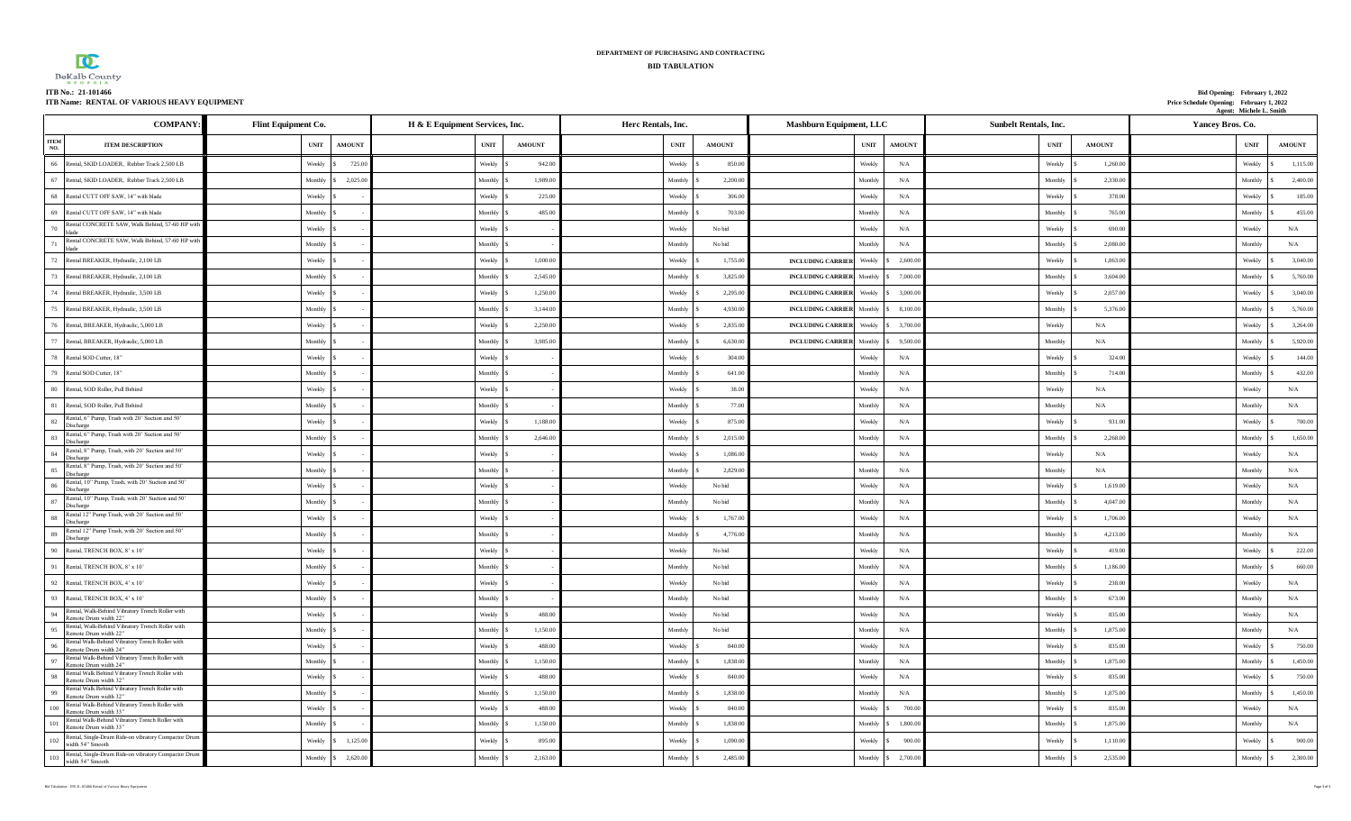DeKalb County

**DEPARTMENT OF PURCHASING AND CONTRACTING**

**BID TABULATION**

**ITB No.: 21-101466**
**ITB Name: RENTAL OF VARIOUS HEAVY EQUIPMENT**

**Bid Opening: February 1, 2022**
**Price Schedule Opening: February 1, 2022**
**Agent: Michele L. Smith**

| ITEM NO. | ITEM DESCRIPTION | Flint Equipment Co. UNIT | Flint Equipment Co. AMOUNT | H & E Equipment Services, Inc. UNIT | H & E Equipment Services, Inc. AMOUNT | Herc Rentals, Inc. UNIT | Herc Rentals, Inc. AMOUNT | Mashburn Equipment, LLC | Mashburn Equipment, LLC UNIT | Mashburn Equipment, LLC AMOUNT | Sunbelt Rentals, Inc. UNIT | Sunbelt Rentals, Inc. AMOUNT | Yancey Bros. Co. UNIT | Yancey Bros. Co. AMOUNT |
|---|---|---|---|---|---|---|---|---|---|---|---|---|---|---|
| 66 | Rental, SKID LOADER, Rubber Track 2,500 LB | Weekly | $ 725.00 | Weekly | $ 942.00 | Weekly | $ 850.00 | | Weekly | N/A | Weekly | $ 1,260.00 | Weekly | $ 1,115.00 |
| 67 | Rental, SKID LOADER, Rubber Track 2,500 LB | Monthly | $ 2,025.00 | Monthly | $ 1,989.00 | Monthly | $ 2,200.00 | | Monthly | N/A | Monthly | $ 2,330.00 | Monthly | $ 2,400.00 |
| 68 | Rental CUTT OFF SAW, 14" with blade | Weekly | $ - | Weekly | $ 225.00 | Weekly | $ 306.00 | | Weekly | N/A | Weekly | $ 378.00 | Weekly | $ 185.00 |
| 69 | Rental CUTT OFF SAW, 14" with blade | Monthly | $ - | Monthly | $ 485.00 | Monthly | $ 703.00 | | Monthly | N/A | Monthly | $ 765.00 | Monthly | $ 455.00 |
| 70 | Rental CONCRETE SAW, Walk Behind, 57-60 HP with blade | Weekly | $ - | Weekly | $ - | Weekly | No bid | | Weekly | N/A | Weekly | $ 690.00 | Weekly | N/A |
| 71 | Rental CONCRETE SAW, Walk Behind, 57-60 HP with blade | Monthly | $ - | Monthly | $ - | Monthly | No bid | | Monthly | N/A | Monthly | $ 2,080.00 | Monthly | N/A |
| 72 | Rental BREAKER, Hydraulic, 2,100 LB | Weekly | $ - | Weekly | $ 1,000.00 | Weekly | $ 1,755.00 | INCLUDING CARRIER | Weekly | $ 2,600.00 | Weekly | $ 1,863.00 | Weekly | $ 3,040.00 |
| 73 | Rental BREAKER, Hydraulic, 2,100 LB | Monthly | $ - | Monthly | $ 2,545.00 | Monthly | $ 3,825.00 | INCLUDING CARRIER | Monthly | $ 7,000.00 | Monthly | $ 3,604.00 | Monthly | $ 5,760.00 |
| 74 | Rental BREAKER, Hydraulic, 3,500 LB | Weekly | $ - | Weekly | $ 1,250.00 | Weekly | $ 2,295.00 | INCLUDING CARRIER | Weekly | $ 3,000.00 | Weekly | $ 2,057.00 | Weekly | $ 3,040.00 |
| 75 | Rental BREAKER, Hydraulic, 3,500 LB | Monthly | $ - | Monthly | $ 3,144.00 | Monthly | $ 4,930.00 | INCLUDING CARRIER | Monthly | $ 8,100.00 | Monthly | $ 5,376.00 | Monthly | $ 5,760.00 |
| 76 | Rental, BREAKER, Hydraulic, 5,000 LB | Weekly | $ - | Weekly | $ 2,250.00 | Weekly | $ 2,835.00 | INCLUDING CARRIER | Weekly | $ 3,700.00 | Weekly | N/A | Weekly | $ 3,264.00 |
| 77 | Rental, BREAKER, Hydraulic, 5,000 LB | Monthly | $ - | Monthly | $ 3,985.00 | Monthly | $ 6,630.00 | INCLUDING CARRIER | Monthly | $ 9,500.00 | Monthly | N/A | Monthly | $ 5,920.00 |
| 78 | Rental SOD Cutter, 18" | Weekly | $ - | Weekly | $ - | Weekly | $ 304.00 | | Weekly | N/A | Weekly | $ 324.00 | Weekly | $ 144.00 |
| 79 | Rental SOD Cutter, 18" | Monthly | $ - | Monthly | $ - | Monthly | $ 641.00 | | Monthly | N/A | Monthly | $ 714.00 | Monthly | $ 432.00 |
| 80 | Rental, SOD Roller, Pull Behind | Weekly | $ - | Weekly | $ - | Weekly | $ 38.00 | | Weekly | N/A | Weekly | N/A | Weekly | N/A |
| 81 | Rental, SOD Roller, Pull Behind | Monthly | $ - | Monthly | $ - | Monthly | $ 77.00 | | Monthly | N/A | Monthly | N/A | Monthly | N/A |
| 82 | Rental, 6" Pump, Trash with 20' Suction and 50' Discharge | Weekly | $ - | Weekly | $ 1,188.00 | Weekly | $ 875.00 | | Weekly | N/A | Weekly | $ 931.00 | Weekly | $ 700.00 |
| 83 | Rental, 6" Pump, Trash with 20' Suction and 50' Discharge | Monthly | $ - | Monthly | $ 2,646.00 | Monthly | $ 2,015.00 | | Monthly | N/A | Monthly | $ 2,268.00 | Monthly | $ 1,650.00 |
| 84 | Rental, 8" Pump, Trash, with 20' Suction and 50' Discharge | Weekly | $ - | Weekly | $ - | Weekly | $ 1,086.00 | | Weekly | N/A | Weekly | N/A | Weekly | N/A |
| 85 | Rental, 8" Pump, Trash, with 20' Suction and 50' Discharge | Monthly | $ - | Monthly | $ - | Monthly | $ 2,829.00 | | Monthly | N/A | Monthly | N/A | Monthly | N/A |
| 86 | Rental, 10" Pump, Trash, with 20' Suction and 50' Discharge | Weekly | $ - | Weekly | $ - | Weekly | No bid | | Weekly | N/A | Weekly | $ 1,619.00 | Weekly | N/A |
| 87 | Rental, 10" Pump, Trash, with 20' Suction and 50' Discharge | Monthly | $ - | Monthly | $ - | Monthly | No bid | | Monthly | N/A | Monthly | $ 4,047.00 | Monthly | N/A |
| 88 | Rental 12" Pump Trash, with 20' Suction and 50' Discharge | Weekly | $ - | Weekly | $ - | Weekly | $ 1,767.00 | | Weekly | N/A | Weekly | $ 1,706.00 | Weekly | N/A |
| 89 | Rental 12" Pump Trash, with 20' Suction and 50' Discharge | Monthly | $ - | Monthly | $ - | Monthly | $ 4,776.00 | | Monthly | N/A | Monthly | $ 4,213.00 | Monthly | N/A |
| 90 | Rental, TRENCH BOX, 8' x 10' | Weekly | $ - | Weekly | $ - | Weekly | No bid | | Weekly | N/A | Weekly | $ 419.00 | Weekly | $ 222.00 |
| 91 | Rental, TRENCH BOX, 8' x 10' | Monthly | $ - | Monthly | $ - | Monthly | No bid | | Monthly | N/A | Monthly | $ 1,186.00 | Monthly | $ 660.00 |
| 92 | Rental, TRENCH BOX, 4' x 10' | Weekly | $ - | Weekly | $ - | Weekly | No bid | | Weekly | N/A | Weekly | $ 238.00 | Weekly | N/A |
| 93 | Rental, TRENCH BOX, 4' x 10' | Monthly | $ - | Monthly | $ - | Monthly | No bid | | Monthly | N/A | Monthly | $ 673.00 | Monthly | N/A |
| 94 | Rental, Walk-Behind Vibratory Trench Roller with Remote Drum width 22" | Weekly | $ - | Weekly | $ 488.00 | Weekly | No bid | | Weekly | N/A | Weekly | $ 835.00 | Weekly | N/A |
| 95 | Rental, Walk-Behind Vibratory Trench Roller with Remote Drum width 22" | Monthly | $ - | Monthly | $ 1,150.00 | Monthly | No bid | | Monthly | N/A | Monthly | $ 1,875.00 | Monthly | N/A |
| 96 | Rental Walk-Behind Vibratory Trench Roller with Remote Drum width 24" | Weekly | $ - | Weekly | $ 488.00 | Weekly | $ 840.00 | | Weekly | N/A | Weekly | $ 835.00 | Weekly | $ 750.00 |
| 97 | Rental Walk-Behind Vibratory Trench Roller with Remote Drum width 24" | Monthly | $ - | Monthly | $ 1,150.00 | Monthly | $ 1,838.00 | | Monthly | N/A | Monthly | $ 1,875.00 | Monthly | $ 1,450.00 |
| 98 | Rental Walk Behind Vibratory Trench Roller with Remote Drum width 32" | Weekly | $ - | Weekly | $ 488.00 | Weekly | $ 840.00 | | Weekly | N/A | Weekly | $ 835.00 | Weekly | $ 750.00 |
| 99 | Rental Walk Behind Vibratory Trench Roller with Remote Drum width 32" | Monthly | $ - | Monthly | $ 1,150.00 | Monthly | $ 1,838.00 | | Monthly | N/A | Monthly | $ 1,875.00 | Monthly | $ 1,450.00 |
| 100 | Rental Walk-Behind Vibratory Trench Roller with Remote Drum width 33" | Weekly | $ - | Weekly | $ 488.00 | Weekly | $ 840.00 | | Weekly | $ 700.00 | Weekly | $ 835.00 | Weekly | N/A |
| 101 | Rental Walk-Behind Vibratory Trench Roller with Remote Drum width 33" | Monthly | $ - | Monthly | $ 1,150.00 | Monthly | $ 1,838.00 | | Monthly | $ 1,800.00 | Monthly | $ 1,875.00 | Monthly | N/A |
| 102 | Rental, Single-Drum Ride-on vibratory Compactor Drum width 54" Smooth | Weekly | $ 1,125.00 | Weekly | $ 895.00 | Weekly | $ 1,090.00 | | Weekly | $ 900.00 | Weekly | $ 1,110.00 | Weekly | $ 900.00 |
| 103 | Rental, Single-Drum Ride-on vibratory Compactor Drum width 54" Smooth | Monthly | $ 2,620.00 | Monthly | $ 2,163.00 | Monthly | $ 2,485.00 | | Monthly | $ 2,700.00 | Monthly | $ 2,535.00 | Monthly | $ 2,300.00 |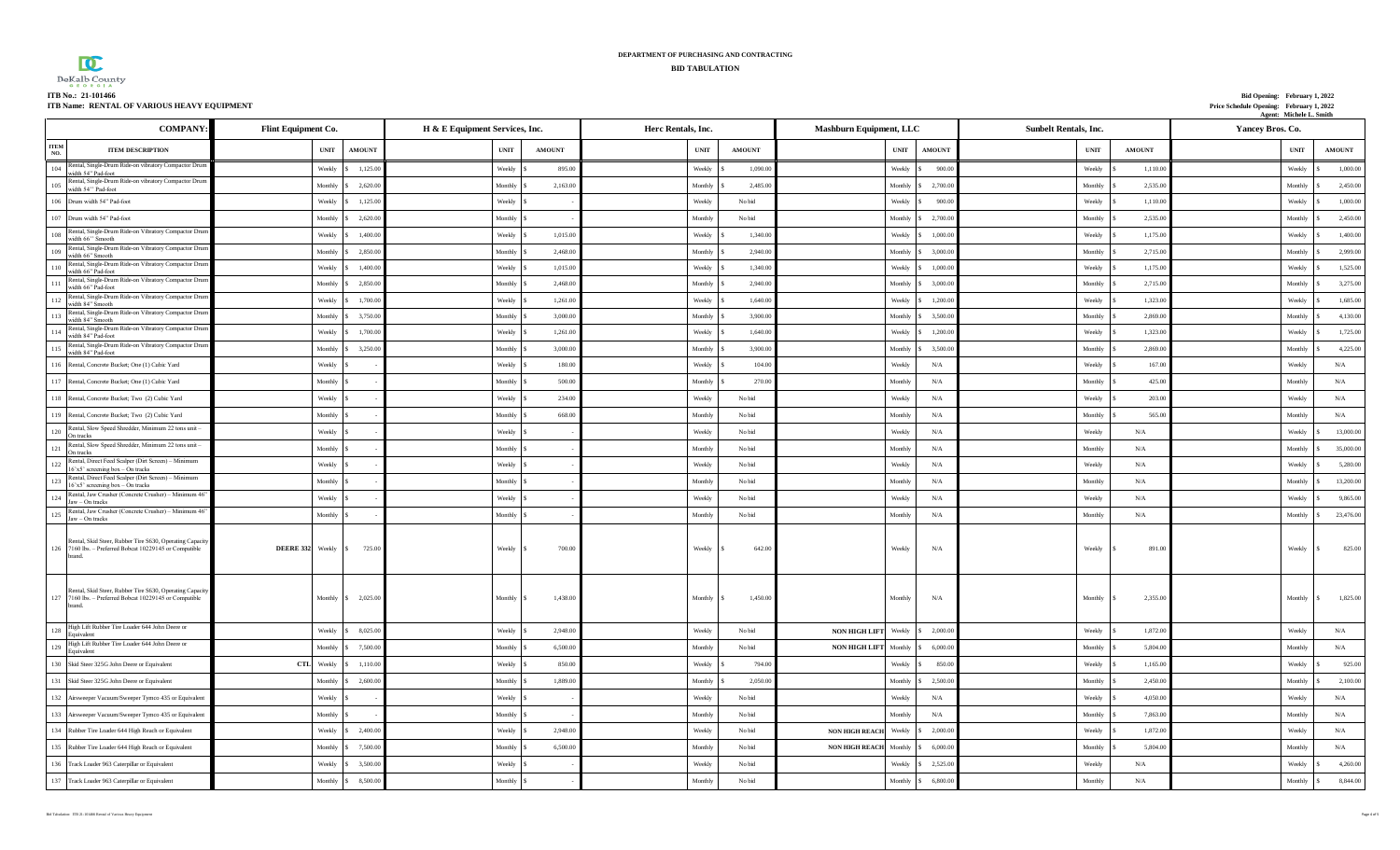DEPARTMENT OF PURCHASING AND CONTRACTING

**BID TABULATION**

DeKalb County GEORGIA

**ITB No.: 21-101466**
**ITB Name: RENTAL OF VARIOUS HEAVY EQUIPMENT**

**Bid Opening: February 1, 2022**
**Price Schedule Opening: February 1, 2022**
**Agent: Michele L. Smith**

| ITEM NO. | COMPANY: / ITEM DESCRIPTION | Flint Equipment Co. | UNIT | AMOUNT | H & E Equipment Services, Inc. | UNIT | AMOUNT | Herc Rentals, Inc. | UNIT | AMOUNT | Mashburn Equipment, LLC | UNIT | AMOUNT | Sunbelt Rentals, Inc. | UNIT | AMOUNT | Yancey Bros. Co. | UNIT | AMOUNT |
|---|---|---|---|---|---|---|---|---|---|---|---|---|---|---|---|---|---|---|---|
| 104 | Rental, Single-Drum Ride-on vibratory Compactor Drum width 54" Pad-foot | | Weekly | $ 1,125.00 | | Weekly | $ 895.00 | | Weekly | $ 1,090.00 | | Weekly | $ 900.00 | | Weekly | $ 1,110.00 | | Weekly | $ 1,000.00 |
| 105 | Rental, Single-Drum Ride-on vibratory Compactor Drum width 54'' Pad-foot | | Monthly | $ 2,620.00 | | Monthly | $ 2,163.00 | | Monthly | $ 2,485.00 | | Monthly | $ 2,700.00 | | Monthly | $ 2,535.00 | | Monthly | $ 2,450.00 |
| 106 | Drum width 54" Pad-foot | | Weekly | $ 1,125.00 | | Weekly | $ - | | Weekly | No bid | | Weekly | $ 900.00 | | Weekly | $ 1,110.00 | | Weekly | $ 1,000.00 |
| 107 | Drum width 54" Pad-foot | | Monthly | $ 2,620.00 | | Monthly | $ - | | Monthly | No bid | | Monthly | $ 2,700.00 | | Monthly | $ 2,535.00 | | Monthly | $ 2,450.00 |
| 108 | Rental, Single-Drum Ride-on Vibratory Compactor Drum width 66'' Smooth | | Weekly | $ 1,400.00 | | Weekly | $ 1,015.00 | | Weekly | $ 1,340.00 | | Weekly | $ 1,000.00 | | Weekly | $ 1,175.00 | | Weekly | $ 1,400.00 |
| 109 | Rental, Single-Drum Ride-on Vibratory Compactor Drum width 66'' Smooth | | Monthly | $ 2,850.00 | | Monthly | $ 2,468.00 | | Monthly | $ 2,940.00 | | Monthly | $ 3,000.00 | | Monthly | $ 2,715.00 | | Monthly | $ 2,999.00 |
| 110 | Rental, Single-Drum Ride-on Vibratory Compactor Drum width 66'' Pad-foot | | Weekly | $ 1,400.00 | | Weekly | $ 1,015.00 | | Weekly | $ 1,340.00 | | Weekly | $ 1,000.00 | | Weekly | $ 1,175.00 | | Weekly | $ 1,525.00 |
| 111 | Rental, Single-Drum Ride-on Vibratory Compactor Drum width 66'' Pad-foot | | Monthly | $ 2,850.00 | | Monthly | $ 2,468.00 | | Monthly | $ 2,940.00 | | Monthly | $ 3,000.00 | | Monthly | $ 2,715.00 | | Monthly | $ 3,275.00 |
| 112 | Rental, Single-Drum Ride-on Vibratory Compactor Drum width 84'' Smooth | | Weekly | $ 1,700.00 | | Weekly | $ 1,261.00 | | Weekly | $ 1,640.00 | | Weekly | $ 1,200.00 | | Weekly | $ 1,323.00 | | Weekly | $ 1,685.00 |
| 113 | Rental, Single-Drum Ride-on Vibratory Compactor Drum width 84'' Smooth | | Monthly | $ 3,750.00 | | Monthly | $ 3,000.00 | | Monthly | $ 3,900.00 | | Monthly | $ 3,500.00 | | Monthly | $ 2,869.00 | | Monthly | $ 4,130.00 |
| 114 | Rental, Single-Drum Ride-on Vibratory Compactor Drum width 84'' Pad-foot | | Weekly | $ 1,700.00 | | Weekly | $ 1,261.00 | | Weekly | $ 1,640.00 | | Weekly | $ 1,200.00 | | Weekly | $ 1,323.00 | | Weekly | $ 1,725.00 |
| 115 | Rental, Single-Drum Ride-on Vibratory Compactor Drum width 84'' Pad-foot | | Monthly | $ 3,250.00 | | Monthly | $ 3,000.00 | | Monthly | $ 3,900.00 | | Monthly | $ 3,500.00 | | Monthly | $ 2,869.00 | | Monthly | $ 4,225.00 |
| 116 | Rental, Concrete Bucket; One (1) Cubic Yard | | Weekly | $ - | | Weekly | $ 180.00 | | Weekly | $ 104.00 | | Weekly | N/A | | Weekly | $ 167.00 | | Weekly | N/A |
| 117 | Rental, Concrete Bucket; One (1) Cubic Yard | | Monthly | $ - | | Monthly | $ 500.00 | | Monthly | $ 270.00 | | Monthly | N/A | | Monthly | $ 425.00 | | Monthly | N/A |
| 118 | Rental, Concrete Bucket; Two (2) Cubic Yard | | Weekly | $ - | | Weekly | $ 234.00 | | Weekly | No bid | | Weekly | N/A | | Weekly | $ 203.00 | | Weekly | N/A |
| 119 | Rental, Concrete Bucket; Two (2) Cubic Yard | | Monthly | $ - | | Monthly | $ 668.00 | | Monthly | No bid | | Monthly | N/A | | Monthly | $ 565.00 | | Monthly | N/A |
| 120 | Rental, Slow Speed Shredder, Minimum 22 tons unit – On tracks | | Weekly | $ - | | Weekly | $ - | | Weekly | No bid | | Weekly | N/A | | Weekly | N/A | | Weekly | $ 13,000.00 |
| 121 | Rental, Slow Speed Shredder, Minimum 22 tons unit – On tracks | | Monthly | $ - | | Monthly | $ - | | Monthly | No bid | | Monthly | N/A | | Monthly | N/A | | Monthly | $ 35,000.00 |
| 122 | Rental, Direct Feed Scalper (Dirt Screen) – Minimum 16'x5' screening box – On tracks | | Weekly | $ - | | Weekly | $ - | | Weekly | No bid | | Weekly | N/A | | Weekly | N/A | | Weekly | $ 5,280.00 |
| 123 | Rental, Direct Feed Scalper (Dirt Screen) – Minimum 16'x5' screening box – On tracks | | Monthly | $ - | | Monthly | $ - | | Monthly | No bid | | Monthly | N/A | | Monthly | N/A | | Monthly | $ 13,200.00 |
| 124 | Rental, Jaw Crusher (Concrete Crusher) – Minimum 46" Jaw – On tracks | | Weekly | $ - | | Weekly | $ - | | Weekly | No bid | | Weekly | N/A | | Weekly | N/A | | Weekly | $ 9,865.00 |
| 125 | Rental, Jaw Crusher (Concrete Crusher) – Minimum 46" Jaw – On tracks | | Monthly | $ - | | Monthly | $ - | | Monthly | No bid | | Monthly | N/A | | Monthly | N/A | | Monthly | $ 23,476.00 |
| 126 | Rental, Skid Steer, Rubber Tire S630, Operating Capacity 7160 lbs. – Preferred Bobcat 10229145 or Compatible brand. | **DEERE 332** | Weekly | $ 725.00 | | Weekly | $ 700.00 | | Weekly | $ 642.00 | | Weekly | N/A | | Weekly | $ 891.00 | | Weekly | $ 825.00 |
| 127 | Rental, Skid Steer, Rubber Tire S630, Operating Capacity 7160 lbs. – Preferred Bobcat 10229145 or Compatible brand. | | Monthly | $ 2,025.00 | | Monthly | $ 1,438.00 | | Monthly | $ 1,450.00 | | Monthly | N/A | | Monthly | $ 2,355.00 | | Monthly | $ 1,825.00 |
| 128 | High Lift Rubber Tire Loader 644 John Deere or Equivalent | | Weekly | $ 8,025.00 | | Weekly | $ 2,948.00 | | Weekly | No bid | **NON HIGH LIFT** | Weekly | $ 2,000.00 | | Weekly | $ 1,872.00 | | Weekly | N/A |
| 129 | High Lift Rubber Tire Loader 644 John Deere or Equivalent | | Monthly | $ 7,500.00 | | Monthly | $ 6,500.00 | | Monthly | No bid | **NON HIGH LIFT** | Monthly | $ 6,000.00 | | Monthly | $ 5,804.00 | | Monthly | N/A |
| 130 | Skid Steer 325G John Deere or Equivalent | **CTL** | Weekly | $ 1,110.00 | | Weekly | $ 850.00 | | Weekly | $ 794.00 | | Weekly | $ 850.00 | | Weekly | $ 1,165.00 | | Weekly | $ 925.00 |
| 131 | Skid Steer 325G John Deere or Equivalent | | Monthly | $ 2,600.00 | | Monthly | $ 1,889.00 | | Monthly | $ 2,050.00 | | Monthly | $ 2,500.00 | | Monthly | $ 2,450.00 | | Monthly | $ 2,100.00 |
| 132 | Airsweeper Vacuum/Sweeper Tymco 435 or Equivalent | | Weekly | $ - | | Weekly | $ - | | Weekly | No bid | | Weekly | N/A | | Weekly | $ 4,050.00 | | Weekly | N/A |
| 133 | Airsweeper Vacuum/Sweeper Tymco 435 or Equivalent | | Monthly | $ - | | Monthly | $ - | | Monthly | No bid | | Monthly | N/A | | Monthly | $ 7,863.00 | | Monthly | N/A |
| 134 | Rubber Tire Loader 644 High Reach or Equivalent | | Weekly | $ 2,400.00 | | Weekly | $ 2,948.00 | | Weekly | No bid | **NON HIGH REACH** | Weekly | $ 2,000.00 | | Weekly | $ 1,872.00 | | Weekly | N/A |
| 135 | Rubber Tire Loader 644 High Reach or Equivalent | | Monthly | $ 7,500.00 | | Monthly | $ 6,500.00 | | Monthly | No bid | **NON HIGH REACH** | Monthly | $ 6,000.00 | | Monthly | $ 5,804.00 | | Monthly | N/A |
| 136 | Track Loader 963 Caterpillar or Equivalent | | Weekly | $ 3,500.00 | | Weekly | $ - | | Weekly | No bid | | Weekly | $ 2,525.00 | | Weekly | N/A | | Weekly | $ 4,260.00 |
| 137 | Track Loader 963 Caterpillar or Equivalent | | Monthly | $ 8,500.00 | | Monthly | $ - | | Monthly | No bid | | Monthly | $ 6,800.00 | | Monthly | N/A | | Monthly | $ 8,844.00 |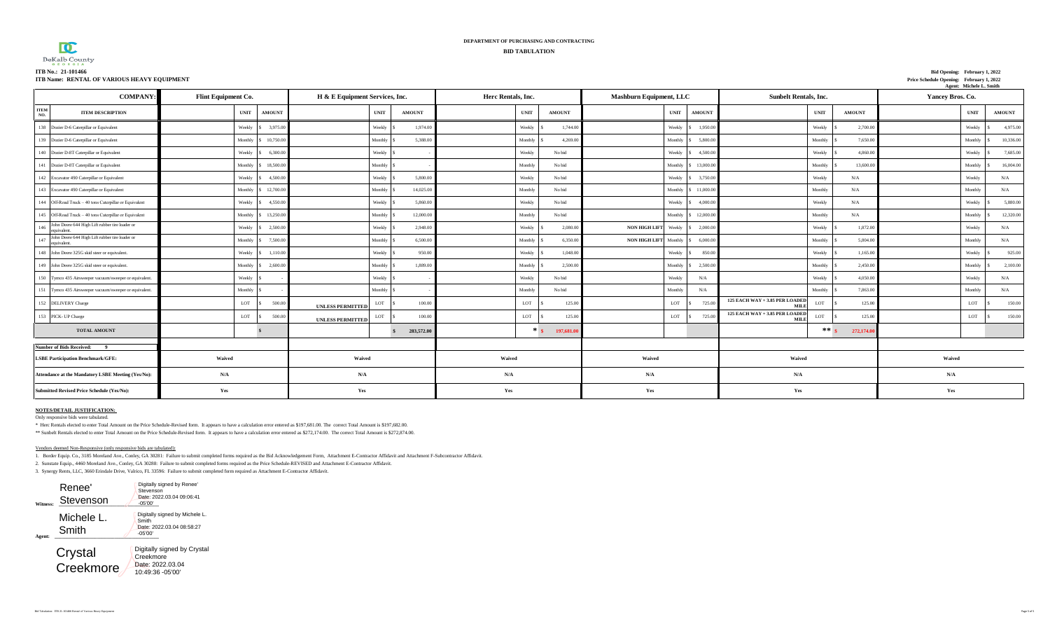DEPARTMENT OF PURCHASING AND CONTRACTING

BID TABULATION

DeKalb County GEORGIA

**ITB No.: 21-101466**
**ITB Name: RENTAL OF VARIOUS HEAVY EQUIPMENT**

**Bid Opening: February 1, 2022**
**Price Schedule Opening: February 1, 2022**
**Agent: Michele L. Smith**

| ITEM NO. | COMPANY: / ITEM DESCRIPTION | Flint Equipment Co. | | | H & E Equipment Services, Inc. | | | Herc Rentals, Inc. | | | Mashburn Equipment, LLC | | | Sunbelt Rentals, Inc. | | | Yancey Bros. Co. | | |
|---|---|---|---|---|---|---|---|---|---|---|---|---|---|---|---|---|---|---|---|
| | | | UNIT | AMOUNT | | UNIT | AMOUNT | | UNIT | AMOUNT | | UNIT | AMOUNT | | UNIT | AMOUNT | | UNIT | AMOUNT |
| 138 | Dozier D-6 Caterpillar or Equivalent | | Weekly | $ 3,975.00 | | Weekly | $ 1,974.00 | | Weekly | $ 1,744.00 | | Weekly | $ 1,950.00 | | Weekly | $ 2,700.00 | | Weekly | $ 4,975.00 |
| 139 | Dozier D-6 Caterpillar or Equivalent | | Monthly | $ 10,750.00 | | Monthly | $ 5,388.00 | | Monthly | $ 4,269.00 | | Monthly | $ 5,800.00 | | Monthly | $ 7,650.00 | | Monthly | $ 10,336.00 |
| 140 | Dozier D-8T Caterpillar or Equivalent | | Weekly | $ 6,300.00 | | Weekly | $ - | | Weekly | No bid | | Weekly | $ 4,500.00 | | Weekly | $ 4,860.00 | | Weekly | $ 7,685.00 |
| 141 | Dozier D-8T Caterpillar or Equivalent | | Monthly | $ 18,500.00 | | Monthly | $ - | | Monthly | No bid | | Monthly | $ 13,000.00 | | Monthly | $ 13,600.00 | | Monthly | $ 16,004.00 |
| 142 | Excavator 490 Caterpillar or Equivalent | | Weekly | $ 4,500.00 | | Weekly | $ 5,800.00 | | Weekly | No bid | | Weekly | $ 3,750.00 | | Weekly | N/A | | Weekly | N/A |
| 143 | Excavator 490 Caterpillar or Equivalent | | Monthly | $ 12,700.00 | | Monthly | $ 14,025.00 | | Monthly | No bid | | Monthly | $ 11,000.00 | | Monthly | N/A | | Monthly | N/A |
| 144 | Off-Road Truck – 40 tons Caterpillar or Equivalent | | Weekly | $ 4,550.00 | | Weekly | $ 5,860.00 | | Weekly | No bid | | Weekly | $ 4,000.00 | | Weekly | N/A | | Weekly | $ 5,880.00 |
| 145 | Off-Road Truck – 40 tons Caterpillar or Equivalent | | Monthly | $ 13,250.00 | | Monthly | $ 12,000.00 | | Monthly | No bid | | Monthly | $ 12,000.00 | | Monthly | N/A | | Monthly | $ 12,320.00 |
| 146 | John Deere 644 High Lift rubber tire loader or equivalent. | | Weekly | $ 2,500.00 | | Weekly | $ 2,948.00 | | Weekly | $ 2,080.00 | NON HIGH LIFT | Weekly | $ 2,000.00 | | Weekly | $ 1,872.00 | | Weekly | N/A |
| 147 | John Deere 644 High Lift rubber tire loader or equivalent. | | Monthly | $ 7,500.00 | | Monthly | $ 6,500.00 | | Monthly | $ 6,350.00 | NON HIGH LIFT | Monthly | $ 6,000.00 | | Monthly | $ 5,804.00 | | Monthly | N/A |
| 148 | John Deere 325G skid steer or equivalent. | | Weekly | $ 1,110.00 | | Weekly | $ 950.00 | | Weekly | $ 1,048.00 | | Weekly | $ 850.00 | | Weekly | $ 1,165.00 | | Weekly | $ 925.00 |
| 149 | John Deere 325G skid steer or equivalent. | | Monthly | $ 2,600.00 | | Monthly | $ 1,889.00 | | Monthly | $ 2,500.00 | | Monthly | $ 2,500.00 | | Monthly | $ 2,450.00 | | Monthly | $ 2,100.00 |
| 150 | Tymco 435 Airsweeper vacuum/sweeper or equivalent. | | Weekly | $ - | | Weekly | $ - | | Weekly | No bid | | Weekly | N/A | | Weekly | $ 4,050.00 | | Weekly | N/A |
| 151 | Tymco 435 Airsweeper vacuum/sweeper or equivalent. | | Monthly | $ - | | Monthly | $ - | | Monthly | No bid | | Monthly | N/A | | Monthly | $ 7,863.00 | | Monthly | N/A |
| 152 | DELIVERY Charge | | LOT | $ 500.00 | UNLESS PERMITTED | LOT | $ 100.00 | | LOT | $ 125.00 | | LOT | $ 725.00 | 125 EACH WAY + 3.85 PER LOADED MILE | LOT | $ 125.00 | | LOT | $ 150.00 |
| 153 | PICK- UP Charge | | LOT | $ 500.00 | UNLESS PERMITTED | LOT | $ 100.00 | | LOT | $ 125.00 | | LOT | $ 725.00 | 125 EACH WAY + 3.85 PER LOADED MILE | LOT | $ 125.00 | | LOT | $ 150.00 |
| | **TOTAL AMOUNT** | | | $ | | | $ 283,572.00 | | * | $ 197,681.00 | | | | | ** | $ 272,174.00 | | | |
| | **Number of Bids Received: 9** | | | | | | | | | | | | | | | | | | |
| | **LSBE Participation Benchmark/GFE:** | Waived | | | Waived | | | Waived | | | Waived | | | Waived | | | Waived | | |
| | **Attendance at the Mandatory LSBE Meeting (Yes/No):** | N/A | | | N/A | | | N/A | | | N/A | | | N/A | | | N/A | | |
| | **Submitted Revised Price Schedule (Yes/No):** | Yes | | | Yes | | | Yes | | | Yes | | | Yes | | | Yes | | |

**NOTES/DETAIL JUSTIFICATION:**

Only responsive bids were tabulated.

* Herc Rentals elected to enter Total Amount on the Price Schedule-Revised form. It appears to have a calculation error entered as $197,681.00. The correct Total Amount is $197,682.00.

** Sunbelt Rentals elected to enter Total Amount on the Price Schedule-Revised form. It appears to have a calculation error entered as $272,174.00. The correct Total Amount is $272,874.00.

Vendors deemed Non-Responsive (only responsive bids are tabulated):

1. Border Equip. Co., 3185 Moreland Ave., Conley, GA 30281: Failure to submit completed forms required as the Bid Acknowledgement Form, Attachment E-Contractor Affidavit and Attachment F-Subcontractor Affidavit.
2. Sunstate Equip., 4460 Moreland Ave., Conley, GA 30288: Failure to submit completed forms required as the Price Schedule-REVISED and Attachment E-Contractor Affidavit.
3. Synergy Rents, LLC, 3660 Erindale Drive, Valrico, FL 33596: Failure to submit completed form required as Attachment E-Contractor Affidavit.

Witness: Renee' Stevenson — Digitally signed by Renee' Stevenson Date: 2022.03.04 09:06:41 -05'00'

Agent: Michele L. Smith — Digitally signed by Michele L. Smith Date: 2022.03.04 08:58:27 -05'00'

Crystal Creekmore — Digitally signed by Crystal Creekmore Date: 2022.03.04 10:49:36 -05'00'